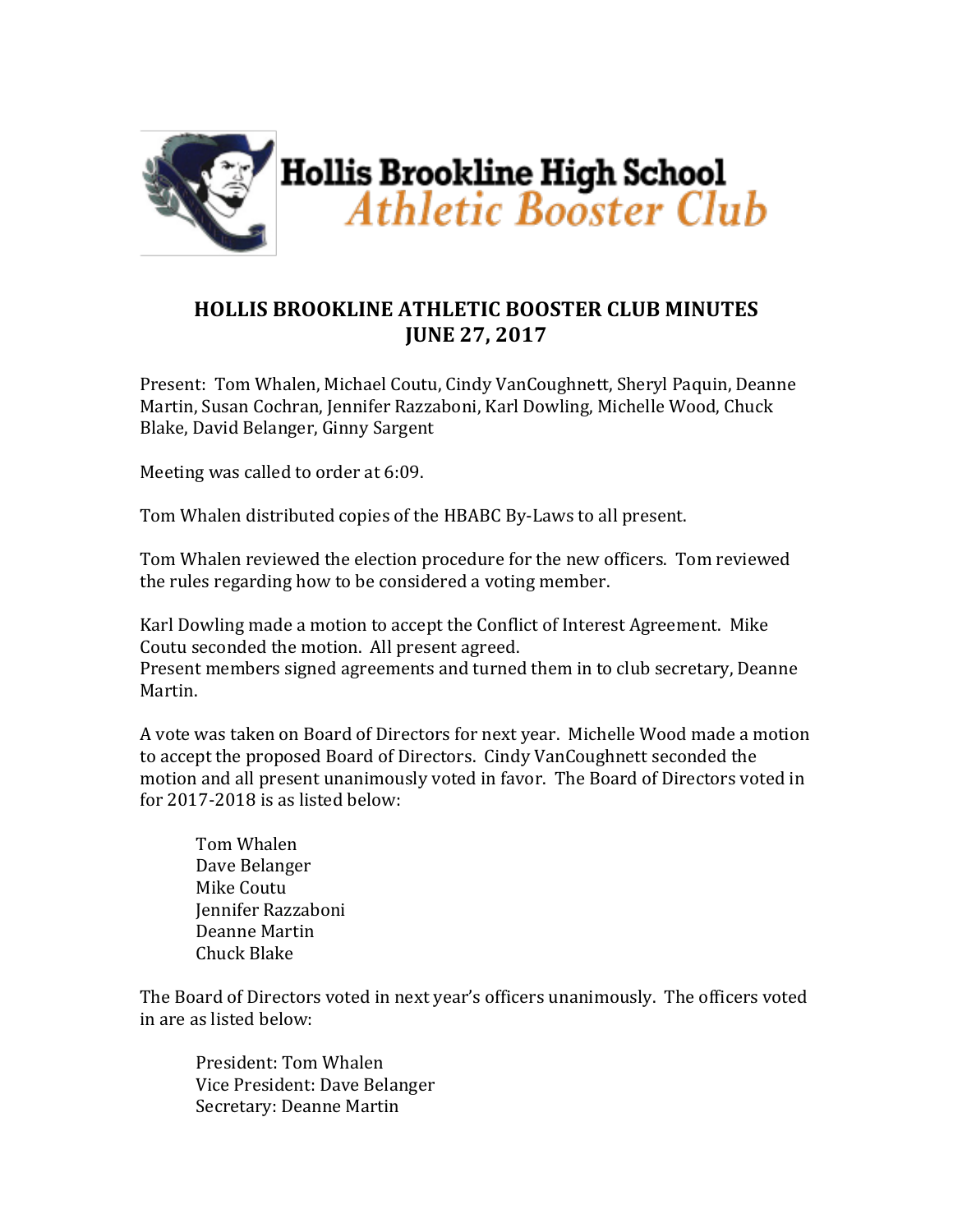Hollis Brookline High School
*Athletic Booster Club*

# HOLLIS BROOKLINE ATHLETIC BOOSTER CLUB MINUTES
## JUNE 27, 2017

Present: Tom Whalen, Michael Coutu, Cindy VanCoughnett, Sheryl Paquin, Deanne Martin, Susan Cochran, Jennifer Razzaboni, Karl Dowling, Michelle Wood, Chuck Blake, David Belanger, Ginny Sargent

Meeting was called to order at 6:09.

Tom Whalen distributed copies of the HBABC By-Laws to all present.

Tom Whalen reviewed the election procedure for the new officers. Tom reviewed the rules regarding how to be considered a voting member.

Karl Dowling made a motion to accept the Conflict of Interest Agreement. Mike Coutu seconded the motion. All present agreed.
Present members signed agreements and turned them in to club secretary, Deanne Martin.

A vote was taken on Board of Directors for next year. Michelle Wood made a motion to accept the proposed Board of Directors. Cindy VanCoughnett seconded the motion and all present unanimously voted in favor. The Board of Directors voted in for 2017-2018 is as listed below:

Tom Whalen
Dave Belanger
Mike Coutu
Jennifer Razzaboni
Deanne Martin
Chuck Blake

The Board of Directors voted in next year's officers unanimously. The officers voted in are as listed below:

President: Tom Whalen
Vice President: Dave Belanger
Secretary: Deanne Martin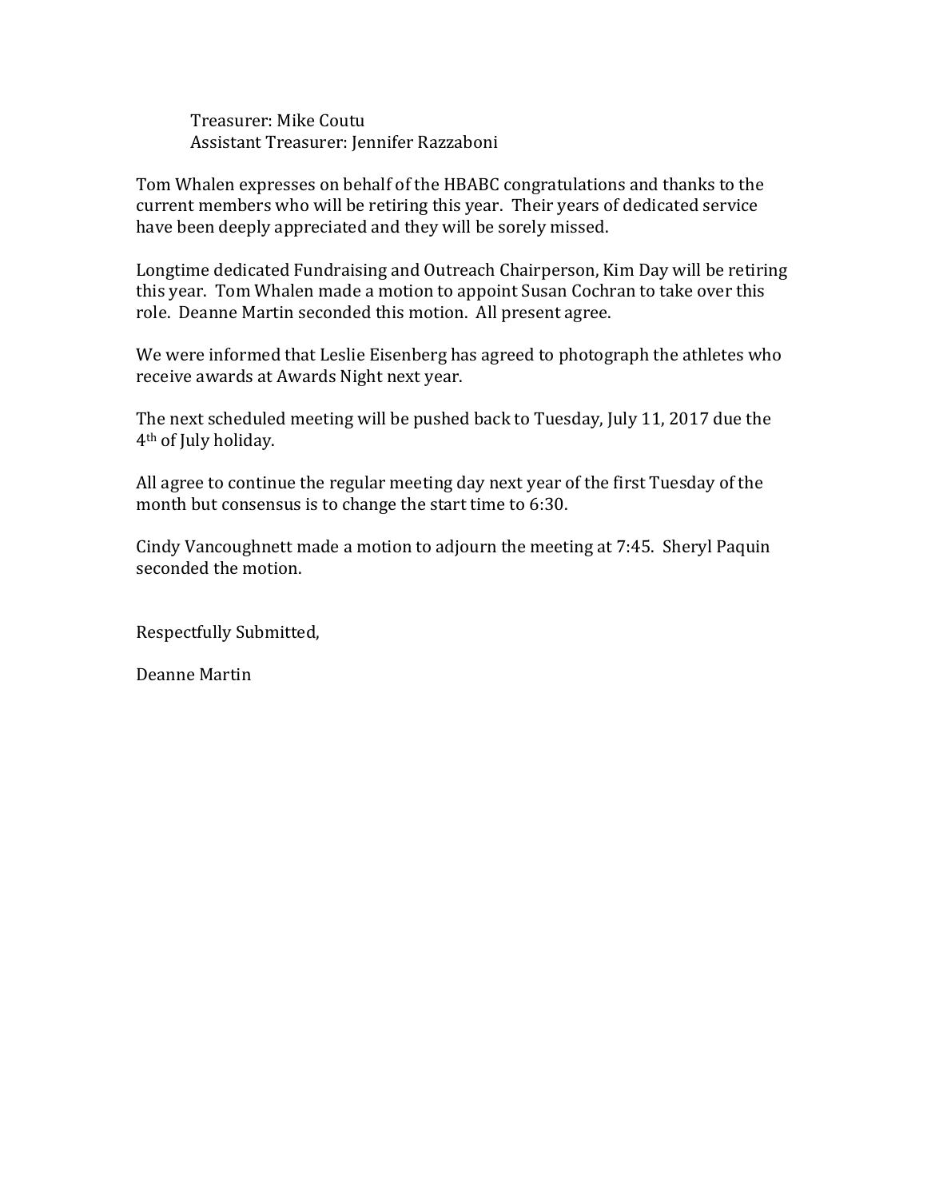Treasurer: Mike Coutu
Assistant Treasurer: Jennifer Razzaboni

Tom Whalen expresses on behalf of the HBABC congratulations and thanks to the current members who will be retiring this year. Their years of dedicated service have been deeply appreciated and they will be sorely missed.

Longtime dedicated Fundraising and Outreach Chairperson, Kim Day will be retiring this year. Tom Whalen made a motion to appoint Susan Cochran to take over this role. Deanne Martin seconded this motion. All present agree.

We were informed that Leslie Eisenberg has agreed to photograph the athletes who receive awards at Awards Night next year.

The next scheduled meeting will be pushed back to Tuesday, July 11, 2017 due the 4th of July holiday.

All agree to continue the regular meeting day next year of the first Tuesday of the month but consensus is to change the start time to 6:30.

Cindy Vancoughnett made a motion to adjourn the meeting at 7:45. Sheryl Paquin seconded the motion.

Respectfully Submitted,

Deanne Martin